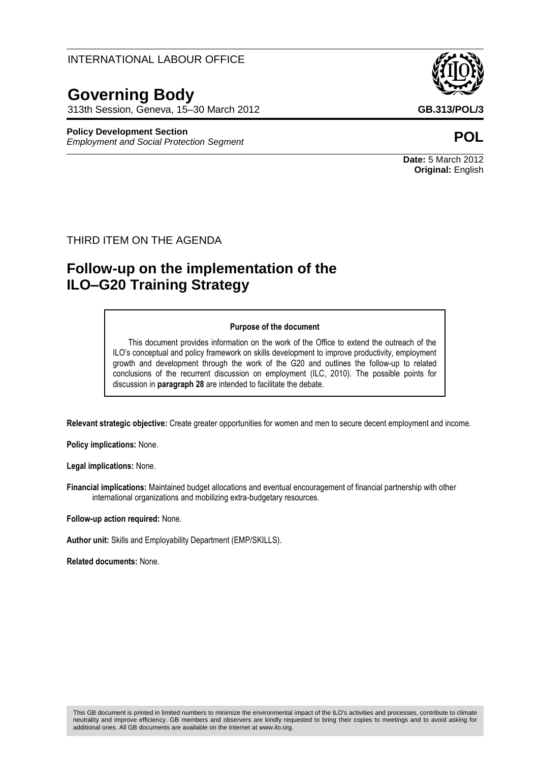INTERNATIONAL LABOUR OFFICE

# Governing Body

313th Session, Geneva, 15–30 March 2012

**GB.313/POL/3**

**Policy Development Section**
*Employment and Social Protection Segment*

**POL**

**Date:** 5 March 2012
**Original:** English

THIRD ITEM ON THE AGENDA

## Follow-up on the implementation of the ILO–G20 Training Strategy

**Purpose of the document**

This document provides information on the work of the Office to extend the outreach of the ILO's conceptual and policy framework on skills development to improve productivity, employment growth and development through the work of the G20 and outlines the follow-up to related conclusions of the recurrent discussion on employment (ILC, 2010). The possible points for discussion in **paragraph 28** are intended to facilitate the debate.

**Relevant strategic objective:** Create greater opportunities for women and men to secure decent employment and income.

**Policy implications:** None.

**Legal implications:** None.

**Financial implications:** Maintained budget allocations and eventual encouragement of financial partnership with other international organizations and mobilizing extra-budgetary resources.

**Follow-up action required:** None.

**Author unit:** Skills and Employability Department (EMP/SKILLS).

**Related documents:** None.

This GB document is printed in limited numbers to minimize the environmental impact of the ILO's activities and processes, contribute to climate neutrality and improve efficiency. GB members and observers are kindly requested to bring their copies to meetings and to avoid asking for additional ones. All GB documents are available on the Internet at www.ilo.org.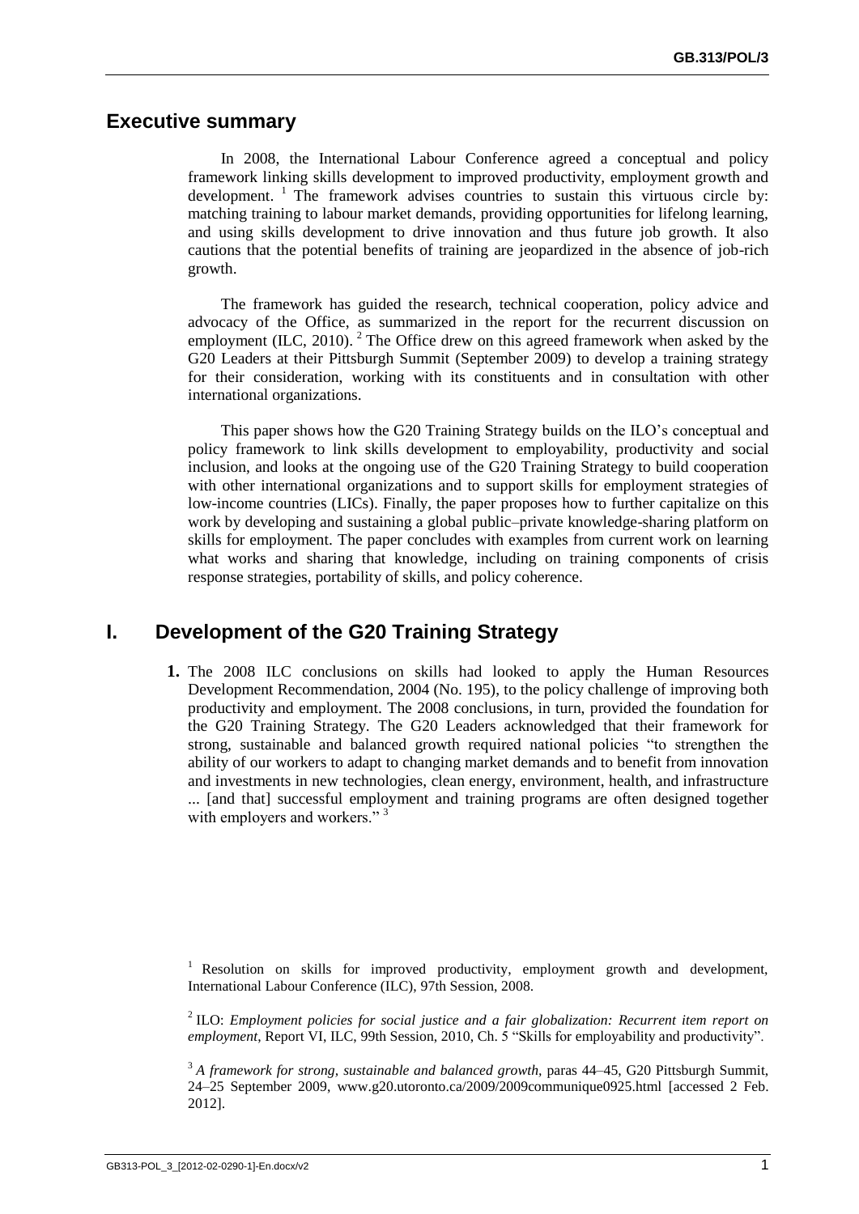## Executive summary

In 2008, the International Labour Conference agreed a conceptual and policy framework linking skills development to improved productivity, employment growth and development. [1] The framework advises countries to sustain this virtuous circle by: matching training to labour market demands, providing opportunities for lifelong learning, and using skills development to drive innovation and thus future job growth. It also cautions that the potential benefits of training are jeopardized in the absence of job-rich growth.

The framework has guided the research, technical cooperation, policy advice and advocacy of the Office, as summarized in the report for the recurrent discussion on employment (ILC, 2010). [2] The Office drew on this agreed framework when asked by the G20 Leaders at their Pittsburgh Summit (September 2009) to develop a training strategy for their consideration, working with its constituents and in consultation with other international organizations.

This paper shows how the G20 Training Strategy builds on the ILO's conceptual and policy framework to link skills development to employability, productivity and social inclusion, and looks at the ongoing use of the G20 Training Strategy to build cooperation with other international organizations and to support skills for employment strategies of low-income countries (LICs). Finally, the paper proposes how to further capitalize on this work by developing and sustaining a global public–private knowledge-sharing platform on skills for employment. The paper concludes with examples from current work on learning what works and sharing that knowledge, including on training components of crisis response strategies, portability of skills, and policy coherence.

## I. Development of the G20 Training Strategy

**1.** The 2008 ILC conclusions on skills had looked to apply the Human Resources Development Recommendation, 2004 (No. 195), to the policy challenge of improving both productivity and employment. The 2008 conclusions, in turn, provided the foundation for the G20 Training Strategy. The G20 Leaders acknowledged that their framework for strong, sustainable and balanced growth required national policies "to strengthen the ability of our workers to adapt to changing market demands and to benefit from innovation and investments in new technologies, clean energy, environment, health, and infrastructure ... [and that] successful employment and training programs are often designed together with employers and workers." [3]

---

[1] Resolution on skills for improved productivity, employment growth and development, International Labour Conference (ILC), 97th Session, 2008.

[2] ILO: *Employment policies for social justice and a fair globalization: Recurrent item report on employment*, Report VI, ILC, 99th Session, 2010, Ch. 5 "Skills for employability and productivity".

[3] *A framework for strong, sustainable and balanced growth*, paras 44–45, G20 Pittsburgh Summit, 24–25 September 2009, www.g20.utoronto.ca/2009/2009communique0925.html [accessed 2 Feb. 2012].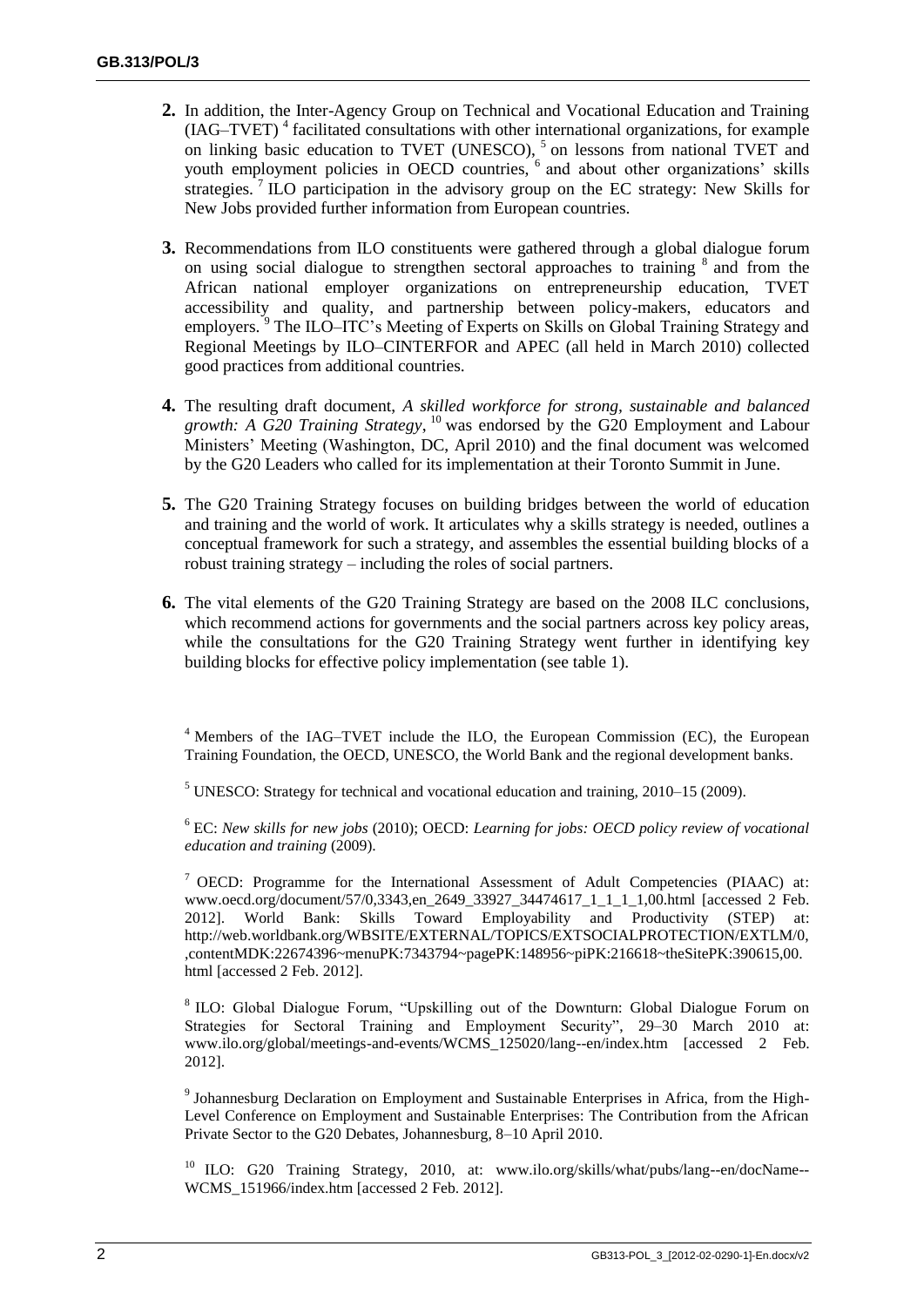**2.** In addition, the Inter-Agency Group on Technical and Vocational Education and Training (IAG–TVET) [4] facilitated consultations with other international organizations, for example on linking basic education to TVET (UNESCO), [5] on lessons from national TVET and youth employment policies in OECD countries, [6] and about other organizations' skills strategies. [7] ILO participation in the advisory group on the EC strategy: New Skills for New Jobs provided further information from European countries.

**3.** Recommendations from ILO constituents were gathered through a global dialogue forum on using social dialogue to strengthen sectoral approaches to training [8] and from the African national employer organizations on entrepreneurship education, TVET accessibility and quality, and partnership between policy-makers, educators and employers. [9] The ILO–ITC's Meeting of Experts on Skills on Global Training Strategy and Regional Meetings by ILO–CINTERFOR and APEC (all held in March 2010) collected good practices from additional countries.

**4.** The resulting draft document, *A skilled workforce for strong, sustainable and balanced growth: A G20 Training Strategy*, [10] was endorsed by the G20 Employment and Labour Ministers' Meeting (Washington, DC, April 2010) and the final document was welcomed by the G20 Leaders who called for its implementation at their Toronto Summit in June.

**5.** The G20 Training Strategy focuses on building bridges between the world of education and training and the world of work. It articulates why a skills strategy is needed, outlines a conceptual framework for such a strategy, and assembles the essential building blocks of a robust training strategy – including the roles of social partners.

**6.** The vital elements of the G20 Training Strategy are based on the 2008 ILC conclusions, which recommend actions for governments and the social partners across key policy areas, while the consultations for the G20 Training Strategy went further in identifying key building blocks for effective policy implementation (see table 1).

---

[4] Members of the IAG–TVET include the ILO, the European Commission (EC), the European Training Foundation, the OECD, UNESCO, the World Bank and the regional development banks.

[5] UNESCO: Strategy for technical and vocational education and training, 2010–15 (2009).

[6] EC: *New skills for new jobs* (2010); OECD: *Learning for jobs: OECD policy review of vocational education and training* (2009).

[7] OECD: Programme for the International Assessment of Adult Competencies (PIAAC) at: www.oecd.org/document/57/0,3343,en_2649_33927_34474617_1_1_1_1,00.html [accessed 2 Feb. 2012]. World Bank: Skills Toward Employability and Productivity (STEP) at: http://web.worldbank.org/WBSITE/EXTERNAL/TOPICS/EXTSOCIALPROTECTION/EXTLM/0,,contentMDK:22674396~menuPK:7343794~pagePK:148956~piPK:216618~theSitePK:390615,00.html [accessed 2 Feb. 2012].

[8] ILO: Global Dialogue Forum, "Upskilling out of the Downturn: Global Dialogue Forum on Strategies for Sectoral Training and Employment Security", 29–30 March 2010 at: www.ilo.org/global/meetings-and-events/WCMS_125020/lang--en/index.htm [accessed 2 Feb. 2012].

[9] Johannesburg Declaration on Employment and Sustainable Enterprises in Africa, from the High-Level Conference on Employment and Sustainable Enterprises: The Contribution from the African Private Sector to the G20 Debates, Johannesburg, 8–10 April 2010.

[10] ILO: G20 Training Strategy, 2010, at: www.ilo.org/skills/what/pubs/lang--en/docName--WCMS_151966/index.htm [accessed 2 Feb. 2012].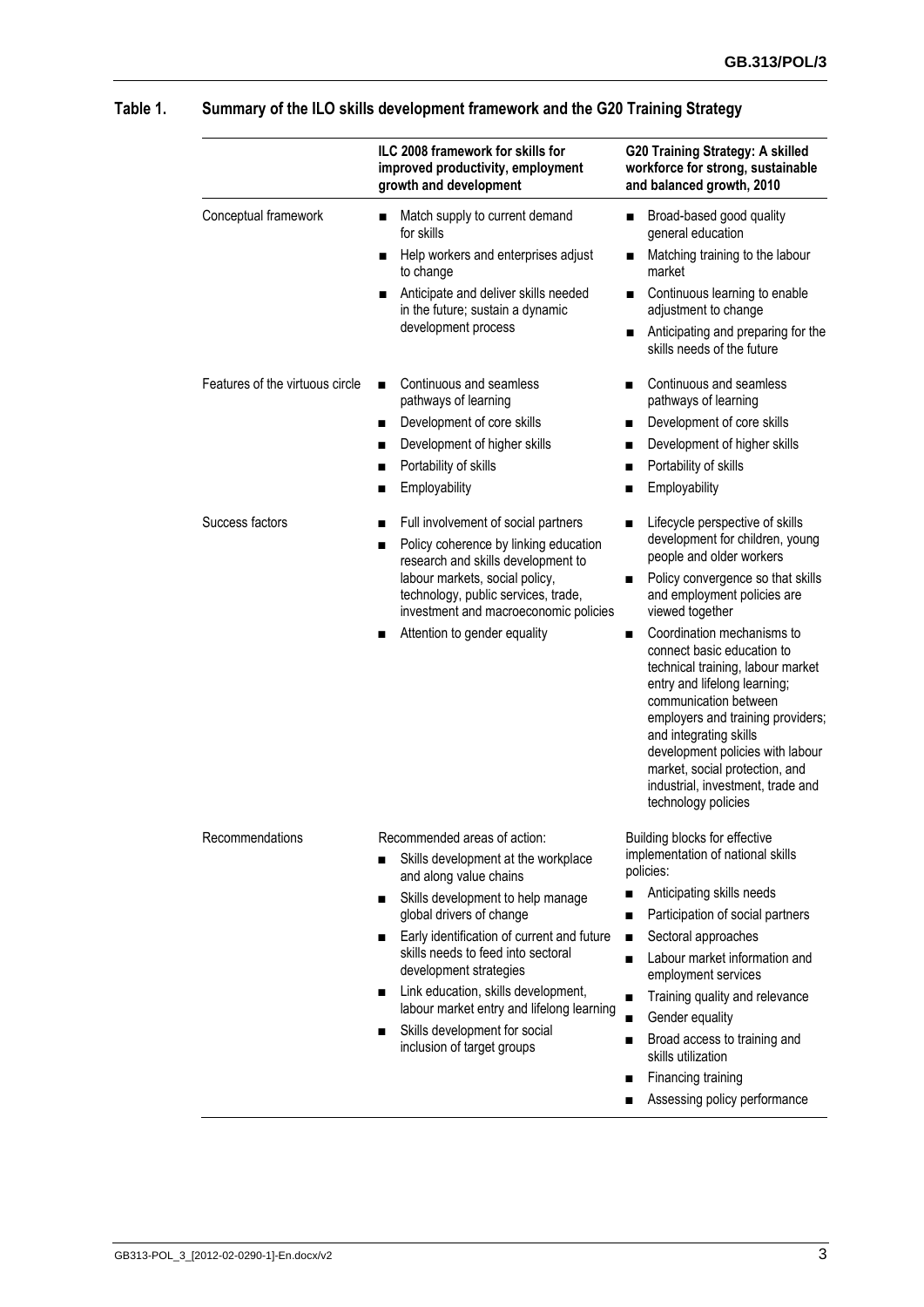**Table 1. Summary of the ILO skills development framework and the G20 Training Strategy**

| | ILC 2008 framework for skills for improved productivity, employment growth and development | G20 Training Strategy: A skilled workforce for strong, sustainable and balanced growth, 2010 |
|---|---|---|
| Conceptual framework | ■ Match supply to current demand for skills<br>■ Help workers and enterprises adjust to change<br>■ Anticipate and deliver skills needed in the future; sustain a dynamic development process | ■ Broad-based good quality general education<br>■ Matching training to the labour market<br>■ Continuous learning to enable adjustment to change<br>■ Anticipating and preparing for the skills needs of the future |
| Features of the virtuous circle | ■ Continuous and seamless pathways of learning<br>■ Development of core skills<br>■ Development of higher skills<br>■ Portability of skills<br>■ Employability | ■ Continuous and seamless pathways of learning<br>■ Development of core skills<br>■ Development of higher skills<br>■ Portability of skills<br>■ Employability |
| Success factors | ■ Full involvement of social partners<br>■ Policy coherence by linking education research and skills development to labour markets, social policy, technology, public services, trade, investment and macroeconomic policies<br>■ Attention to gender equality | ■ Lifecycle perspective of skills development for children, young people and older workers<br>■ Policy convergence so that skills and employment policies are viewed together<br>■ Coordination mechanisms to connect basic education to technical training, labour market entry and lifelong learning; communication between employers and training providers; and integrating skills development policies with labour market, social protection, and industrial, investment, trade and technology policies |
| Recommendations | Recommended areas of action:<br>■ Skills development at the workplace and along value chains<br>■ Skills development to help manage global drivers of change<br>■ Early identification of current and future skills needs to feed into sectoral development strategies<br>■ Link education, skills development, labour market entry and lifelong learning<br>■ Skills development for social inclusion of target groups | Building blocks for effective implementation of national skills policies:<br>■ Anticipating skills needs<br>■ Participation of social partners<br>■ Sectoral approaches<br>■ Labour market information and employment services<br>■ Training quality and relevance<br>■ Gender equality<br>■ Broad access to training and skills utilization<br>■ Financing training<br>■ Assessing policy performance |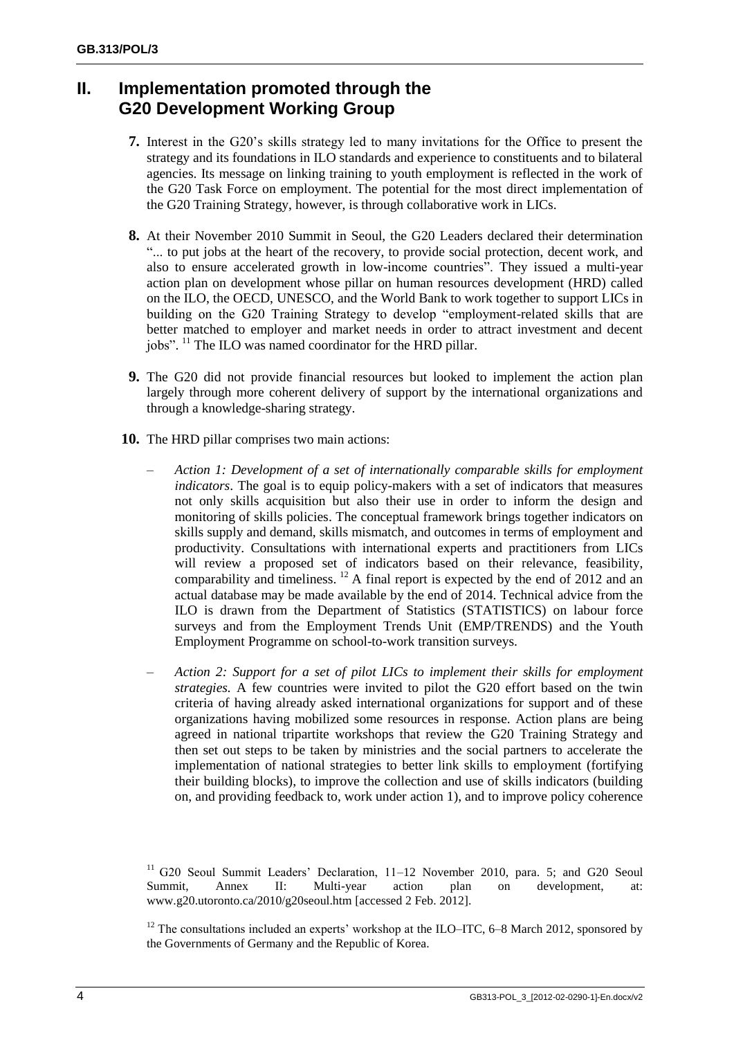## II. Implementation promoted through the G20 Development Working Group

**7.** Interest in the G20's skills strategy led to many invitations for the Office to present the strategy and its foundations in ILO standards and experience to constituents and to bilateral agencies. Its message on linking training to youth employment is reflected in the work of the G20 Task Force on employment. The potential for the most direct implementation of the G20 Training Strategy, however, is through collaborative work in LICs.

**8.** At their November 2010 Summit in Seoul, the G20 Leaders declared their determination "... to put jobs at the heart of the recovery, to provide social protection, decent work, and also to ensure accelerated growth in low-income countries". They issued a multi-year action plan on development whose pillar on human resources development (HRD) called on the ILO, the OECD, UNESCO, and the World Bank to work together to support LICs in building on the G20 Training Strategy to develop "employment-related skills that are better matched to employer and market needs in order to attract investment and decent jobs". [11] The ILO was named coordinator for the HRD pillar.

**9.** The G20 did not provide financial resources but looked to implement the action plan largely through more coherent delivery of support by the international organizations and through a knowledge-sharing strategy.

**10.** The HRD pillar comprises two main actions:

– *Action 1: Development of a set of internationally comparable skills for employment indicators*. The goal is to equip policy-makers with a set of indicators that measures not only skills acquisition but also their use in order to inform the design and monitoring of skills policies. The conceptual framework brings together indicators on skills supply and demand, skills mismatch, and outcomes in terms of employment and productivity. Consultations with international experts and practitioners from LICs will review a proposed set of indicators based on their relevance, feasibility, comparability and timeliness. [12] A final report is expected by the end of 2012 and an actual database may be made available by the end of 2014. Technical advice from the ILO is drawn from the Department of Statistics (STATISTICS) on labour force surveys and from the Employment Trends Unit (EMP/TRENDS) and the Youth Employment Programme on school-to-work transition surveys.

– *Action 2: Support for a set of pilot LICs to implement their skills for employment strategies.* A few countries were invited to pilot the G20 effort based on the twin criteria of having already asked international organizations for support and of these organizations having mobilized some resources in response. Action plans are being agreed in national tripartite workshops that review the G20 Training Strategy and then set out steps to be taken by ministries and the social partners to accelerate the implementation of national strategies to better link skills to employment (fortifying their building blocks), to improve the collection and use of skills indicators (building on, and providing feedback to, work under action 1), and to improve policy coherence

---

[11] G20 Seoul Summit Leaders' Declaration, 11–12 November 2010, para. 5; and G20 Seoul Summit, Annex II: Multi-year action plan on development, at: www.g20.utoronto.ca/2010/g20seoul.htm [accessed 2 Feb. 2012].

[12] The consultations included an experts' workshop at the ILO–ITC, 6–8 March 2012, sponsored by the Governments of Germany and the Republic of Korea.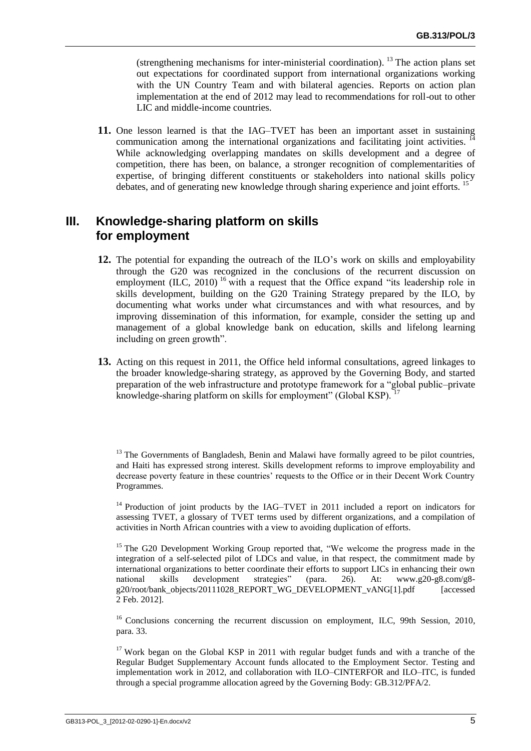(strengthening mechanisms for inter-ministerial coordination).[13] The action plans set out expectations for coordinated support from international organizations working with the UN Country Team and with bilateral agencies. Reports on action plan implementation at the end of 2012 may lead to recommendations for roll-out to other LIC and middle-income countries.

**11.** One lesson learned is that the IAG–TVET has been an important asset in sustaining communication among the international organizations and facilitating joint activities.[14] While acknowledging overlapping mandates on skills development and a degree of competition, there has been, on balance, a stronger recognition of complementarities of expertise, of bringing different constituents or stakeholders into national skills policy debates, and of generating new knowledge through sharing experience and joint efforts.[15]

## III. Knowledge-sharing platform on skills for employment

**12.** The potential for expanding the outreach of the ILO's work on skills and employability through the G20 was recognized in the conclusions of the recurrent discussion on employment (ILC, 2010)[16] with a request that the Office expand "its leadership role in skills development, building on the G20 Training Strategy prepared by the ILO, by documenting what works under what circumstances and with what resources, and by improving dissemination of this information, for example, consider the setting up and management of a global knowledge bank on education, skills and lifelong learning including on green growth".

**13.** Acting on this request in 2011, the Office held informal consultations, agreed linkages to the broader knowledge-sharing strategy, as approved by the Governing Body, and started preparation of the web infrastructure and prototype framework for a "global public–private knowledge-sharing platform on skills for employment" (Global KSP).[17]

---

[13] The Governments of Bangladesh, Benin and Malawi have formally agreed to be pilot countries, and Haiti has expressed strong interest. Skills development reforms to improve employability and decrease poverty feature in these countries' requests to the Office or in their Decent Work Country Programmes.

[14] Production of joint products by the IAG–TVET in 2011 included a report on indicators for assessing TVET, a glossary of TVET terms used by different organizations, and a compilation of activities in North African countries with a view to avoiding duplication of efforts.

[15] The G20 Development Working Group reported that, "We welcome the progress made in the integration of a self-selected pilot of LDCs and value, in that respect, the commitment made by international organizations to better coordinate their efforts to support LICs in enhancing their own national skills development strategies" (para. 26). At: www.g20-g8.com/g8-g20/root/bank_objects/20111028_REPORT_WG_DEVELOPMENT_vANG[1].pdf [accessed 2 Feb. 2012].

[16] Conclusions concerning the recurrent discussion on employment, ILC, 99th Session, 2010, para. 33.

[17] Work began on the Global KSP in 2011 with regular budget funds and with a tranche of the Regular Budget Supplementary Account funds allocated to the Employment Sector. Testing and implementation work in 2012, and collaboration with ILO–CINTERFOR and ILO–ITC, is funded through a special programme allocation agreed by the Governing Body: GB.312/PFA/2.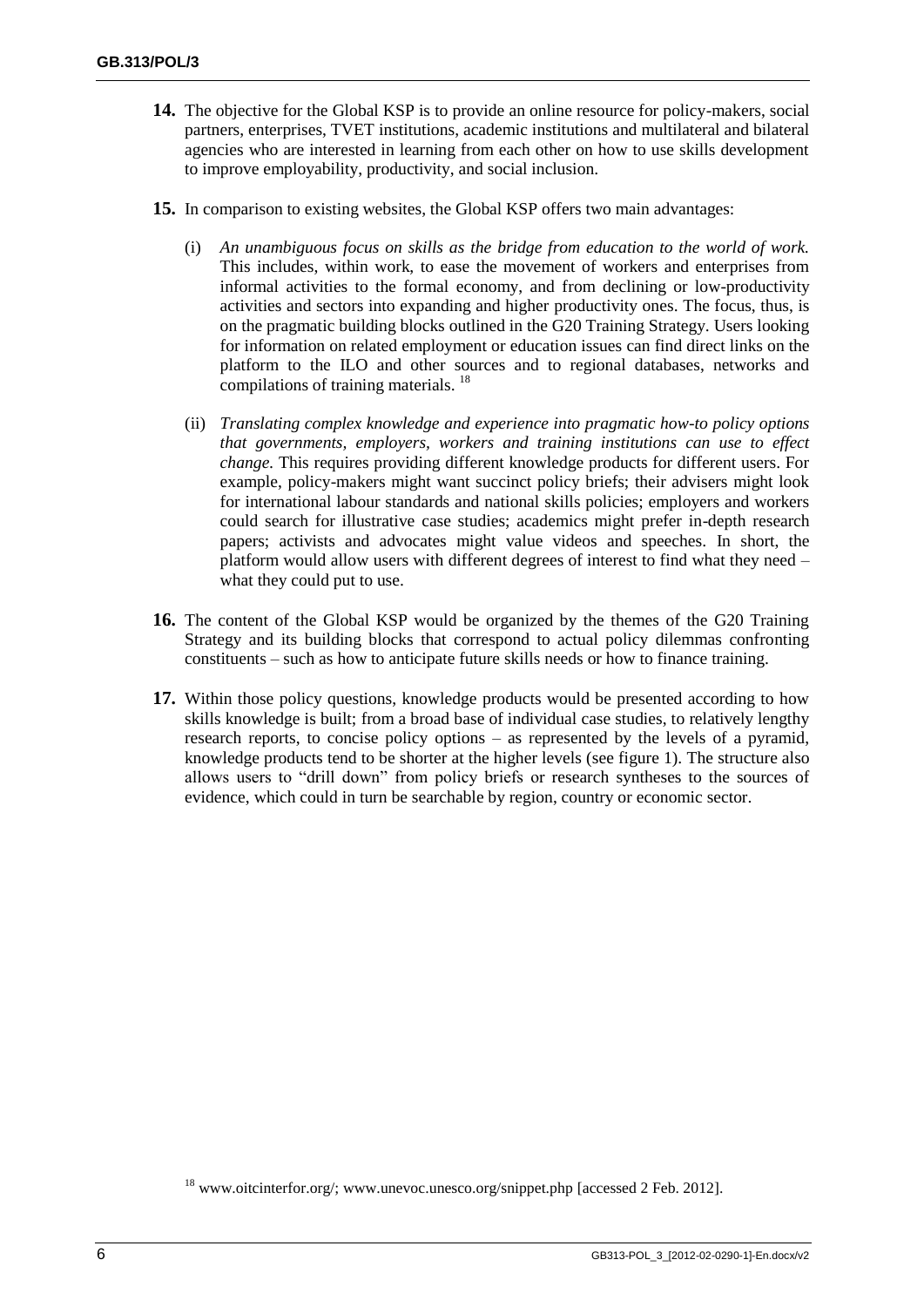**14.** The objective for the Global KSP is to provide an online resource for policy-makers, social partners, enterprises, TVET institutions, academic institutions and multilateral and bilateral agencies who are interested in learning from each other on how to use skills development to improve employability, productivity, and social inclusion.

**15.** In comparison to existing websites, the Global KSP offers two main advantages:

(i) *An unambiguous focus on skills as the bridge from education to the world of work.* This includes, within work, to ease the movement of workers and enterprises from informal activities to the formal economy, and from declining or low-productivity activities and sectors into expanding and higher productivity ones. The focus, thus, is on the pragmatic building blocks outlined in the G20 Training Strategy. Users looking for information on related employment or education issues can find direct links on the platform to the ILO and other sources and to regional databases, networks and compilations of training materials. [18]

(ii) *Translating complex knowledge and experience into pragmatic how-to policy options that governments, employers, workers and training institutions can use to effect change.* This requires providing different knowledge products for different users. For example, policy-makers might want succinct policy briefs; their advisers might look for international labour standards and national skills policies; employers and workers could search for illustrative case studies; academics might prefer in-depth research papers; activists and advocates might value videos and speeches. In short, the platform would allow users with different degrees of interest to find what they need – what they could put to use.

**16.** The content of the Global KSP would be organized by the themes of the G20 Training Strategy and its building blocks that correspond to actual policy dilemmas confronting constituents – such as how to anticipate future skills needs or how to finance training.

**17.** Within those policy questions, knowledge products would be presented according to how skills knowledge is built; from a broad base of individual case studies, to relatively lengthy research reports, to concise policy options – as represented by the levels of a pyramid, knowledge products tend to be shorter at the higher levels (see figure 1). The structure also allows users to "drill down" from policy briefs or research syntheses to the sources of evidence, which could in turn be searchable by region, country or economic sector.

[18] www.oitcinterfor.org/; www.unevoc.unesco.org/snippet.php [accessed 2 Feb. 2012].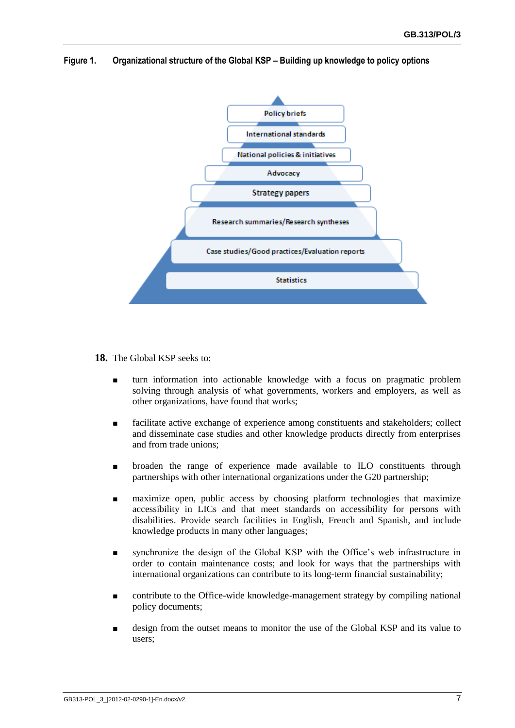**Figure 1. Organizational structure of the Global KSP – Building up knowledge to policy options**

- Policy briefs
- International standards
- National policies & initiatives
- Advocacy
- Strategy papers
- Research summaries/Research syntheses
- Case studies/Good practices/Evaluation reports
- Statistics

**18.** The Global KSP seeks to:

- turn information into actionable knowledge with a focus on pragmatic problem solving through analysis of what governments, workers and employers, as well as other organizations, have found that works;
- facilitate active exchange of experience among constituents and stakeholders; collect and disseminate case studies and other knowledge products directly from enterprises and from trade unions;
- broaden the range of experience made available to ILO constituents through partnerships with other international organizations under the G20 partnership;
- maximize open, public access by choosing platform technologies that maximize accessibility in LICs and that meet standards on accessibility for persons with disabilities. Provide search facilities in English, French and Spanish, and include knowledge products in many other languages;
- synchronize the design of the Global KSP with the Office's web infrastructure in order to contain maintenance costs; and look for ways that the partnerships with international organizations can contribute to its long-term financial sustainability;
- contribute to the Office-wide knowledge-management strategy by compiling national policy documents;
- design from the outset means to monitor the use of the Global KSP and its value to users;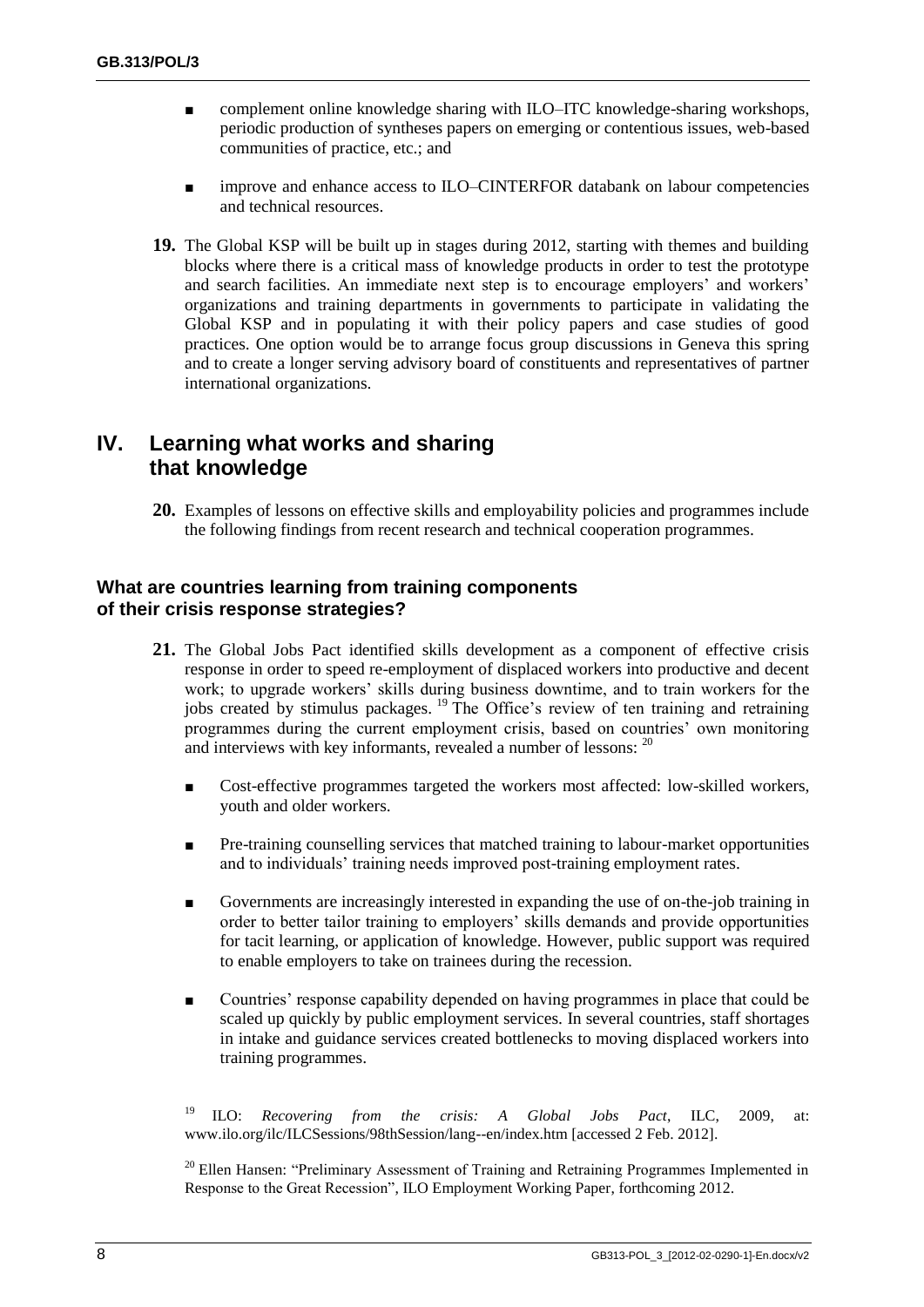- complement online knowledge sharing with ILO–ITC knowledge-sharing workshops, periodic production of syntheses papers on emerging or contentious issues, web-based communities of practice, etc.; and
- improve and enhance access to ILO–CINTERFOR databank on labour competencies and technical resources.

**19.** The Global KSP will be built up in stages during 2012, starting with themes and building blocks where there is a critical mass of knowledge products in order to test the prototype and search facilities. An immediate next step is to encourage employers' and workers' organizations and training departments in governments to participate in validating the Global KSP and in populating it with their policy papers and case studies of good practices. One option would be to arrange focus group discussions in Geneva this spring and to create a longer serving advisory board of constituents and representatives of partner international organizations.

## IV. Learning what works and sharing that knowledge

**20.** Examples of lessons on effective skills and employability policies and programmes include the following findings from recent research and technical cooperation programmes.

### What are countries learning from training components of their crisis response strategies?

**21.** The Global Jobs Pact identified skills development as a component of effective crisis response in order to speed re-employment of displaced workers into productive and decent work; to upgrade workers' skills during business downtime, and to train workers for the jobs created by stimulus packages. [19] The Office's review of ten training and retraining programmes during the current employment crisis, based on countries' own monitoring and interviews with key informants, revealed a number of lessons: [20]

- Cost-effective programmes targeted the workers most affected: low-skilled workers, youth and older workers.
- Pre-training counselling services that matched training to labour-market opportunities and to individuals' training needs improved post-training employment rates.
- Governments are increasingly interested in expanding the use of on-the-job training in order to better tailor training to employers' skills demands and provide opportunities for tacit learning, or application of knowledge. However, public support was required to enable employers to take on trainees during the recession.
- Countries' response capability depended on having programmes in place that could be scaled up quickly by public employment services. In several countries, staff shortages in intake and guidance services created bottlenecks to moving displaced workers into training programmes.

[19] ILO: *Recovering from the crisis: A Global Jobs Pact*, ILC, 2009, at: www.ilo.org/ilc/ILCSessions/98thSession/lang--en/index.htm [accessed 2 Feb. 2012].

[20] Ellen Hansen: "Preliminary Assessment of Training and Retraining Programmes Implemented in Response to the Great Recession", ILO Employment Working Paper, forthcoming 2012.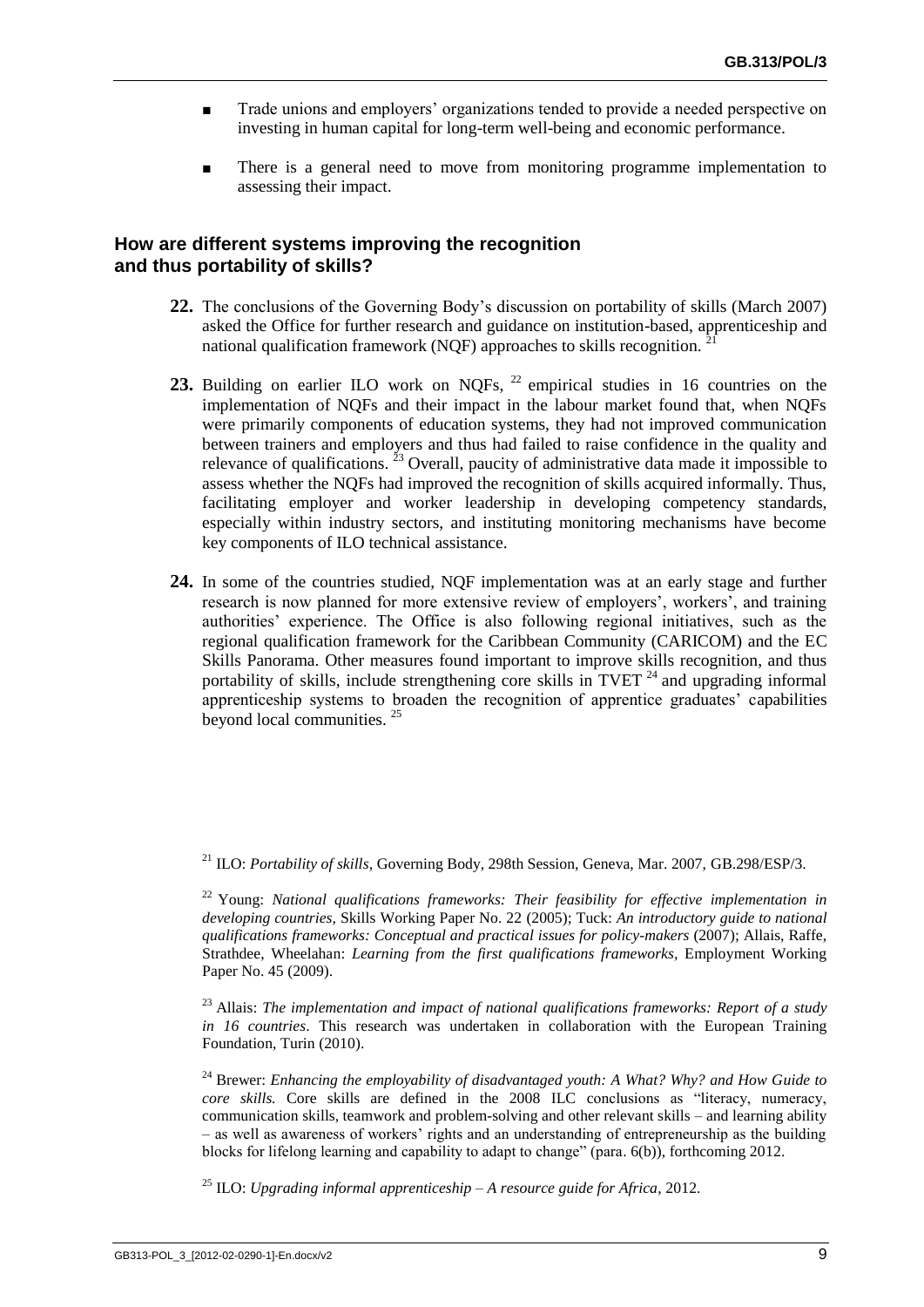- Trade unions and employers' organizations tended to provide a needed perspective on investing in human capital for long-term well-being and economic performance.
- There is a general need to move from monitoring programme implementation to assessing their impact.

### How are different systems improving the recognition and thus portability of skills?

**22.** The conclusions of the Governing Body's discussion on portability of skills (March 2007) asked the Office for further research and guidance on institution-based, apprenticeship and national qualification framework (NQF) approaches to skills recognition. [21]

**23.** Building on earlier ILO work on NQFs, [22] empirical studies in 16 countries on the implementation of NQFs and their impact in the labour market found that, when NQFs were primarily components of education systems, they had not improved communication between trainers and employers and thus had failed to raise confidence in the quality and relevance of qualifications. [23] Overall, paucity of administrative data made it impossible to assess whether the NQFs had improved the recognition of skills acquired informally. Thus, facilitating employer and worker leadership in developing competency standards, especially within industry sectors, and instituting monitoring mechanisms have become key components of ILO technical assistance.

**24.** In some of the countries studied, NQF implementation was at an early stage and further research is now planned for more extensive review of employers', workers', and training authorities' experience. The Office is also following regional initiatives, such as the regional qualification framework for the Caribbean Community (CARICOM) and the EC Skills Panorama. Other measures found important to improve skills recognition, and thus portability of skills, include strengthening core skills in TVET [24] and upgrading informal apprenticeship systems to broaden the recognition of apprentice graduates' capabilities beyond local communities. [25]

---

[21] ILO: *Portability of skills*, Governing Body, 298th Session, Geneva, Mar. 2007, GB.298/ESP/3.

[22] Young: *National qualifications frameworks: Their feasibility for effective implementation in developing countries,* Skills Working Paper No. 22 (2005); Tuck: *An introductory guide to national qualifications frameworks: Conceptual and practical issues for policy-makers* (2007); Allais, Raffe, Strathdee, Wheelahan: *Learning from the first qualifications frameworks*, Employment Working Paper No. 45 (2009).

[23] Allais: *The implementation and impact of national qualifications frameworks: Report of a study in 16 countries*. This research was undertaken in collaboration with the European Training Foundation, Turin (2010).

[24] Brewer: *Enhancing the employability of disadvantaged youth: A What? Why? and How Guide to core skills.* Core skills are defined in the 2008 ILC conclusions as "literacy, numeracy, communication skills, teamwork and problem-solving and other relevant skills – and learning ability – as well as awareness of workers' rights and an understanding of entrepreneurship as the building blocks for lifelong learning and capability to adapt to change" (para. 6(b)), forthcoming 2012.

[25] ILO: *Upgrading informal apprenticeship – A resource guide for Africa*, 2012.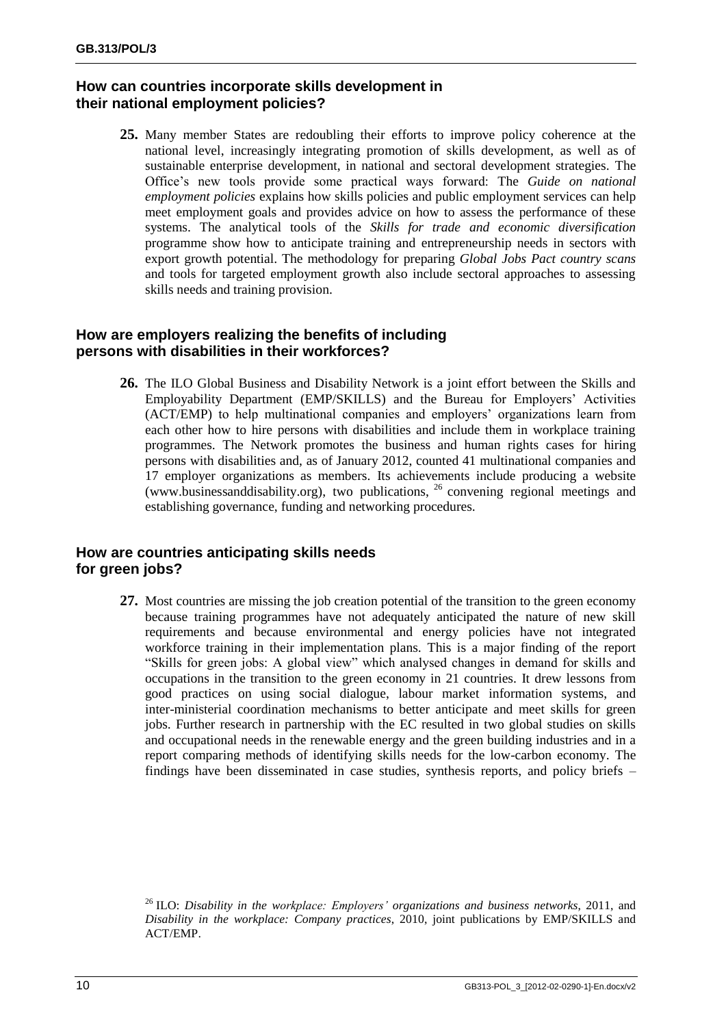### How can countries incorporate skills development in their national employment policies?

**25.** Many member States are redoubling their efforts to improve policy coherence at the national level, increasingly integrating promotion of skills development, as well as of sustainable enterprise development, in national and sectoral development strategies. The Office's new tools provide some practical ways forward: The *Guide on national employment policies* explains how skills policies and public employment services can help meet employment goals and provides advice on how to assess the performance of these systems. The analytical tools of the *Skills for trade and economic diversification* programme show how to anticipate training and entrepreneurship needs in sectors with export growth potential. The methodology for preparing *Global Jobs Pact country scans* and tools for targeted employment growth also include sectoral approaches to assessing skills needs and training provision.

### How are employers realizing the benefits of including persons with disabilities in their workforces?

**26.** The ILO Global Business and Disability Network is a joint effort between the Skills and Employability Department (EMP/SKILLS) and the Bureau for Employers' Activities (ACT/EMP) to help multinational companies and employers' organizations learn from each other how to hire persons with disabilities and include them in workplace training programmes. The Network promotes the business and human rights cases for hiring persons with disabilities and, as of January 2012, counted 41 multinational companies and 17 employer organizations as members. Its achievements include producing a website (www.businessanddisability.org), two publications, [26] convening regional meetings and establishing governance, funding and networking procedures.

### How are countries anticipating skills needs for green jobs?

**27.** Most countries are missing the job creation potential of the transition to the green economy because training programmes have not adequately anticipated the nature of new skill requirements and because environmental and energy policies have not integrated workforce training in their implementation plans. This is a major finding of the report "Skills for green jobs: A global view" which analysed changes in demand for skills and occupations in the transition to the green economy in 21 countries. It drew lessons from good practices on using social dialogue, labour market information systems, and inter-ministerial coordination mechanisms to better anticipate and meet skills for green jobs. Further research in partnership with the EC resulted in two global studies on skills and occupational needs in the renewable energy and the green building industries and in a report comparing methods of identifying skills needs for the low-carbon economy. The findings have been disseminated in case studies, synthesis reports, and policy briefs –

[26] ILO: *Disability in the workplace: Employers' organizations and business networks*, 2011, and *Disability in the workplace: Company practices*, 2010, joint publications by EMP/SKILLS and ACT/EMP.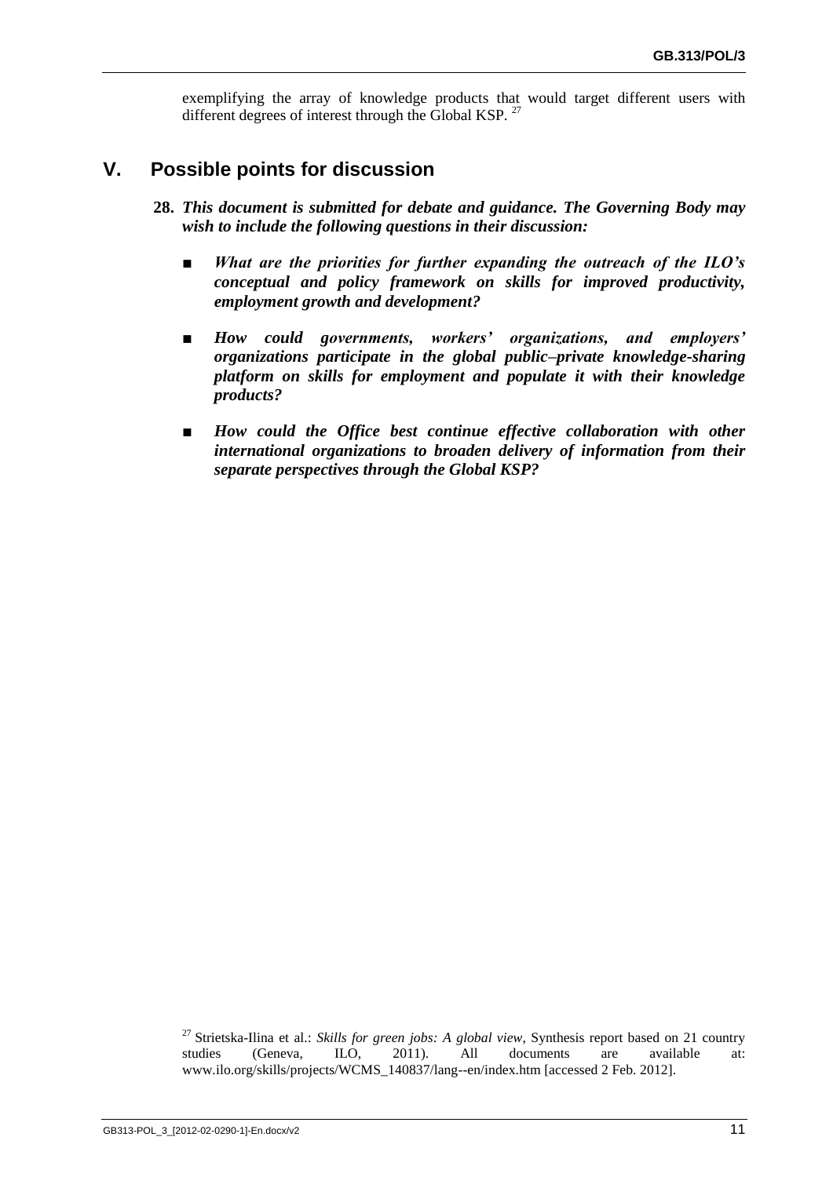exemplifying the array of knowledge products that would target different users with different degrees of interest through the Global KSP. [27]

## V. Possible points for discussion

**28.** ***This document is submitted for debate and guidance. The Governing Body may wish to include the following questions in their discussion:***

- ***What are the priorities for further expanding the outreach of the ILO's conceptual and policy framework on skills for improved productivity, employment growth and development?***

- ***How could governments, workers' organizations, and employers' organizations participate in the global public–private knowledge-sharing platform on skills for employment and populate it with their knowledge products?***

- ***How could the Office best continue effective collaboration with other international organizations to broaden delivery of information from their separate perspectives through the Global KSP?***

[27] Strietska-Ilina et al.: *Skills for green jobs: A global view*, Synthesis report based on 21 country studies (Geneva, ILO, 2011). All documents are available at: www.ilo.org/skills/projects/WCMS_140837/lang--en/index.htm [accessed 2 Feb. 2012].